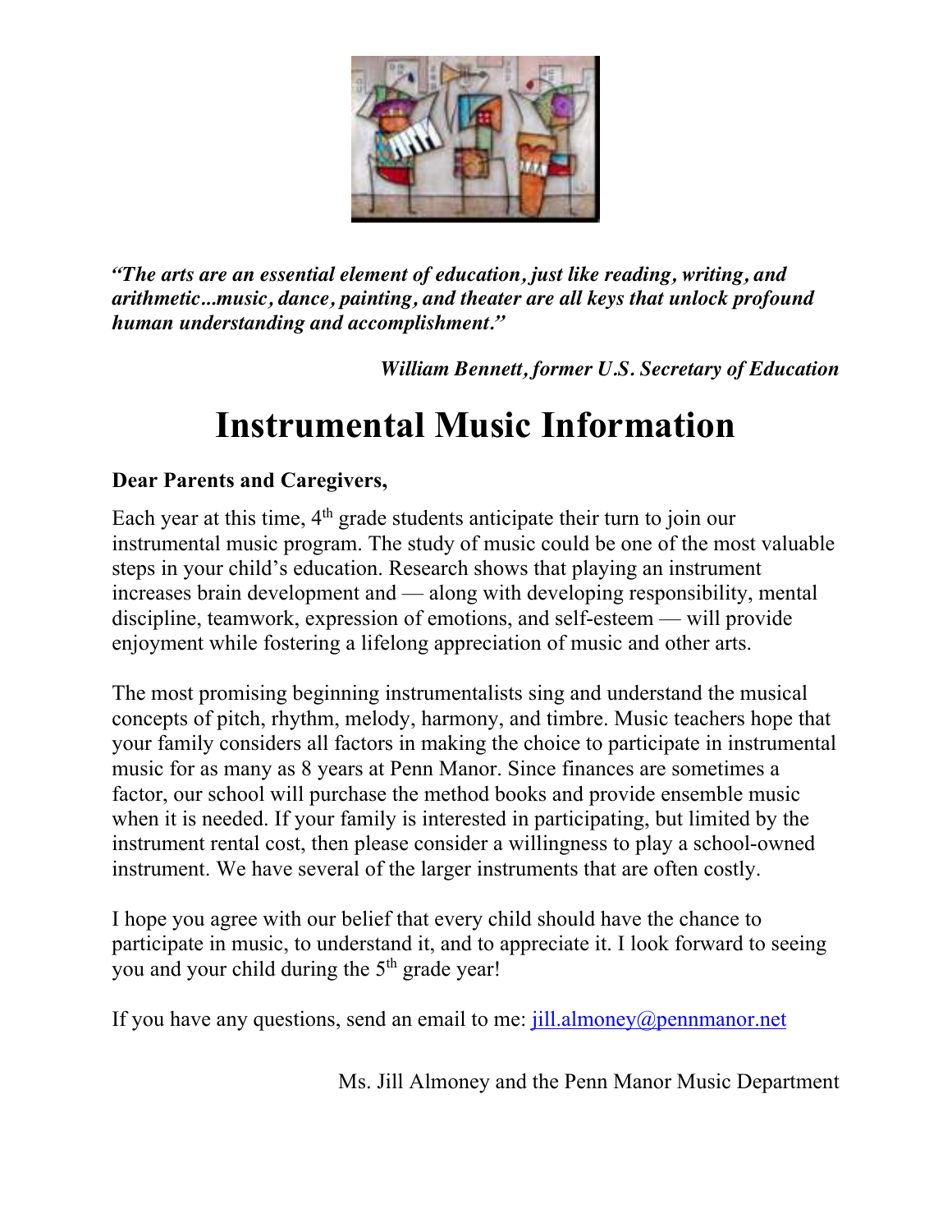***"The arts are an essential element of education, just like reading, writing, and arithmetic…music, dance, painting, and theater are all keys that unlock profound human understanding and accomplishment."***

***William Bennett, former U.S. Secretary of Education***

# Instrumental Music Information

**Dear Parents and Caregivers,**

Each year at this time, 4th grade students anticipate their turn to join our instrumental music program. The study of music could be one of the most valuable steps in your child's education. Research shows that playing an instrument increases brain development and — along with developing responsibility, mental discipline, teamwork, expression of emotions, and self-esteem — will provide enjoyment while fostering a lifelong appreciation of music and other arts.

The most promising beginning instrumentalists sing and understand the musical concepts of pitch, rhythm, melody, harmony, and timbre. Music teachers hope that your family considers all factors in making the choice to participate in instrumental music for as many as 8 years at Penn Manor. Since finances are sometimes a factor, our school will purchase the method books and provide ensemble music when it is needed. If your family is interested in participating, but limited by the instrument rental cost, then please consider a willingness to play a school-owned instrument. We have several of the larger instruments that are often costly.

I hope you agree with our belief that every child should have the chance to participate in music, to understand it, and to appreciate it. I look forward to seeing you and your child during the 5th grade year!

If you have any questions, send an email to me: jill.almoney@pennmanor.net

Ms. Jill Almoney and the Penn Manor Music Department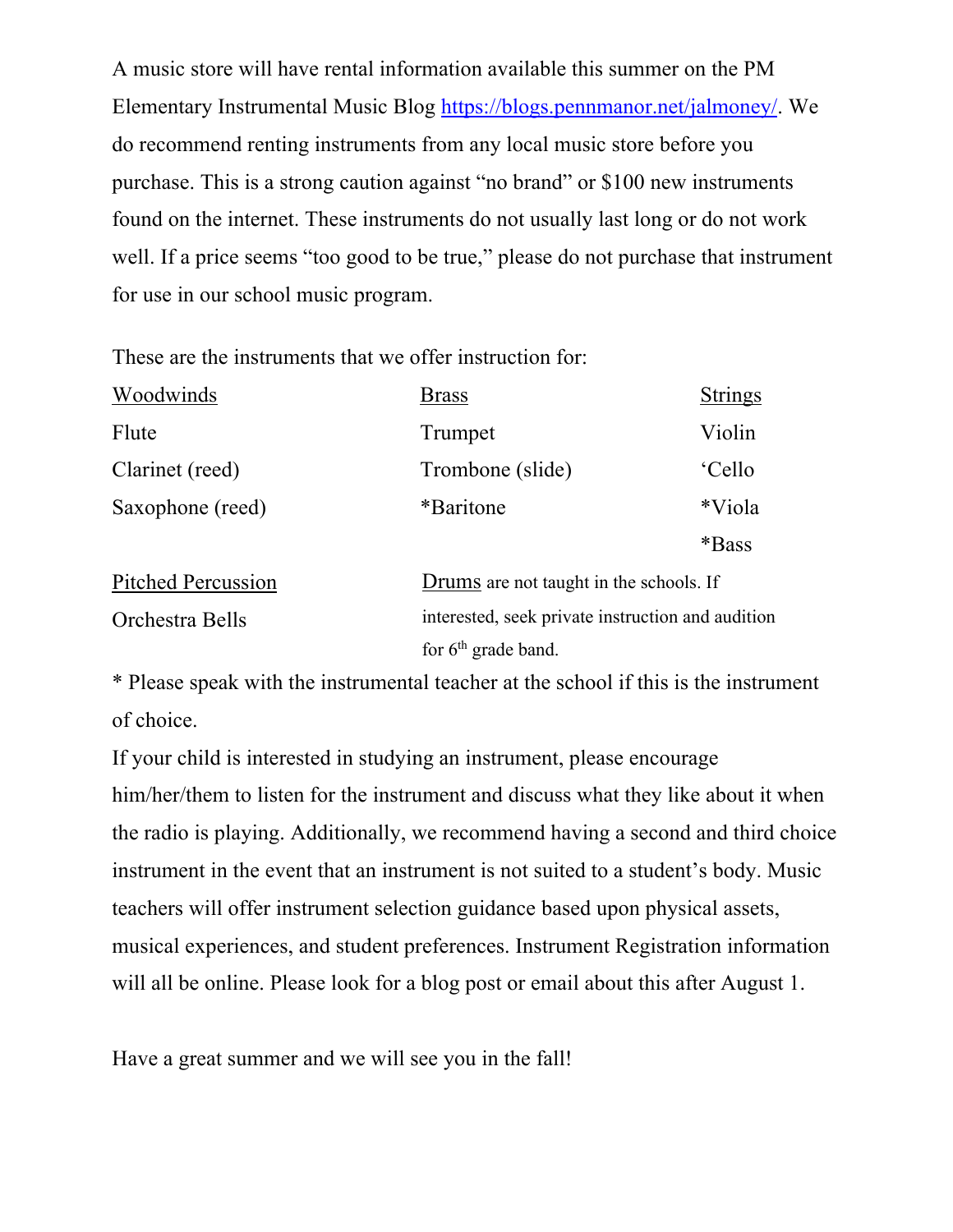A music store will have rental information available this summer on the PM Elementary Instrumental Music Blog [https://blogs.pennmanor.net/jalmoney/](https://blogs.pennmanor.net/jalmoney/). We do recommend renting instruments from any local music store before you purchase. This is a strong caution against "no brand" or $100 new instruments found on the internet. These instruments do not usually last long or do not work well. If a price seems "too good to be true," please do not purchase that instrument for use in our school music program.

These are the instruments that we offer instruction for:

| Woodwinds | Brass | Strings |
|---|---|---|
| Flute | Trumpet | Violin |
| Clarinet (reed) | Trombone (slide) | 'Cello |
| Saxophone (reed) | *Baritone | *Viola |
| | | *Bass |

<u>Pitched Percussion</u>

Orchestra Bells

<u>Drums</u> are not taught in the schools. If interested, seek private instruction and audition for 6th grade band.

* Please speak with the instrumental teacher at the school if this is the instrument of choice.

If your child is interested in studying an instrument, please encourage him/her/them to listen for the instrument and discuss what they like about it when the radio is playing. Additionally, we recommend having a second and third choice instrument in the event that an instrument is not suited to a student's body. Music teachers will offer instrument selection guidance based upon physical assets, musical experiences, and student preferences. Instrument Registration information will all be online. Please look for a blog post or email about this after August 1.

Have a great summer and we will see you in the fall!